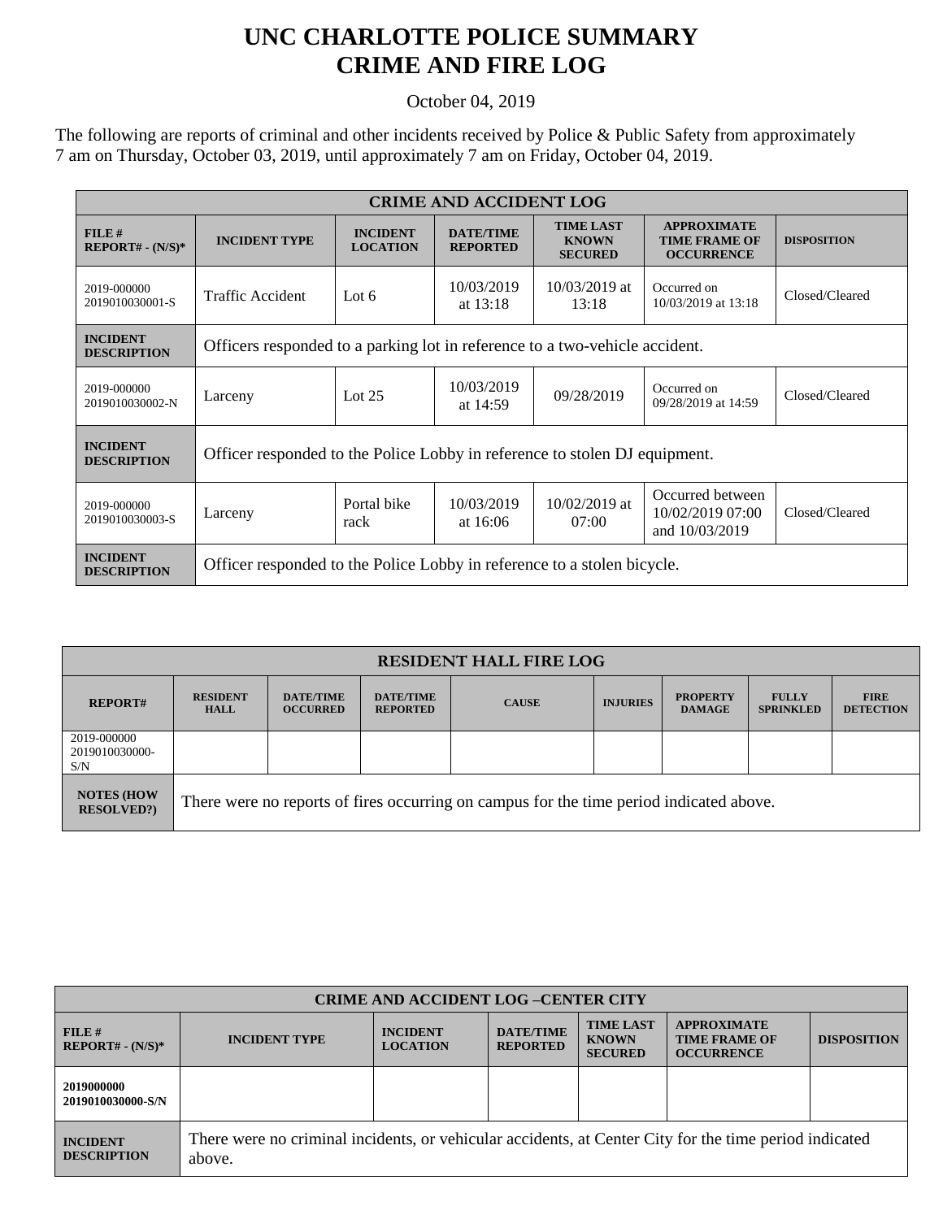# UNC CHARLOTTE POLICE SUMMARY
# CRIME AND FIRE LOG

October 04, 2019

The following are reports of criminal and other incidents received by Police & Public Safety from approximately 7 am on Thursday, October 03, 2019, until approximately 7 am on Friday, October 04, 2019.

| CRIME AND ACCIDENT LOG | | | | | | |
|---|---|---|---|---|---|---|
| **FILE # REPORT# - (N/S)*** | **INCIDENT TYPE** | **INCIDENT LOCATION** | **DATE/TIME REPORTED** | **TIME LAST KNOWN SECURED** | **APPROXIMATE TIME FRAME OF OCCURRENCE** | **DISPOSITION** |
| 2019-000000 2019010030001-S | Traffic Accident | Lot 6 | 10/03/2019 at 13:18 | 10/03/2019 at 13:18 | Occurred on 10/03/2019 at 13:18 | Closed/Cleared |
| **INCIDENT DESCRIPTION** | Officers responded to a parking lot in reference to a two-vehicle accident. | | | | | |
| 2019-000000 2019010030002-N | Larceny | Lot 25 | 10/03/2019 at 14:59 | 09/28/2019 | Occurred on 09/28/2019 at 14:59 | Closed/Cleared |
| **INCIDENT DESCRIPTION** | Officer responded to the Police Lobby in reference to stolen DJ equipment. | | | | | |
| 2019-000000 2019010030003-S | Larceny | Portal bike rack | 10/03/2019 at 16:06 | 10/02/2019 at 07:00 | Occurred between 10/02/2019 07:00 and 10/03/2019 | Closed/Cleared |
| **INCIDENT DESCRIPTION** | Officer responded to the Police Lobby in reference to a stolen bicycle. | | | | | |

| RESIDENT HALL FIRE LOG | | | | | | | | |
|---|---|---|---|---|---|---|---|---|
| **REPORT#** | **RESIDENT HALL** | **DATE/TIME OCCURRED** | **DATE/TIME REPORTED** | **CAUSE** | **INJURIES** | **PROPERTY DAMAGE** | **FULLY SPRINKLED** | **FIRE DETECTION** |
| 2019-000000 2019010030000-S/N | | | | | | | | |
| **NOTES (HOW RESOLVED?)** | There were no reports of fires occurring on campus for the time period indicated above. | | | | | | | |

| CRIME AND ACCIDENT LOG –CENTER CITY | | | | | | |
|---|---|---|---|---|---|---|
| **FILE # REPORT# - (N/S)*** | **INCIDENT TYPE** | **INCIDENT LOCATION** | **DATE/TIME REPORTED** | **TIME LAST KNOWN SECURED** | **APPROXIMATE TIME FRAME OF OCCURRENCE** | **DISPOSITION** |
| **2019000000 2019010030000-S/N** | | | | | | |
| **INCIDENT DESCRIPTION** | There were no criminal incidents, or vehicular accidents, at Center City for the time period indicated above. | | | | | |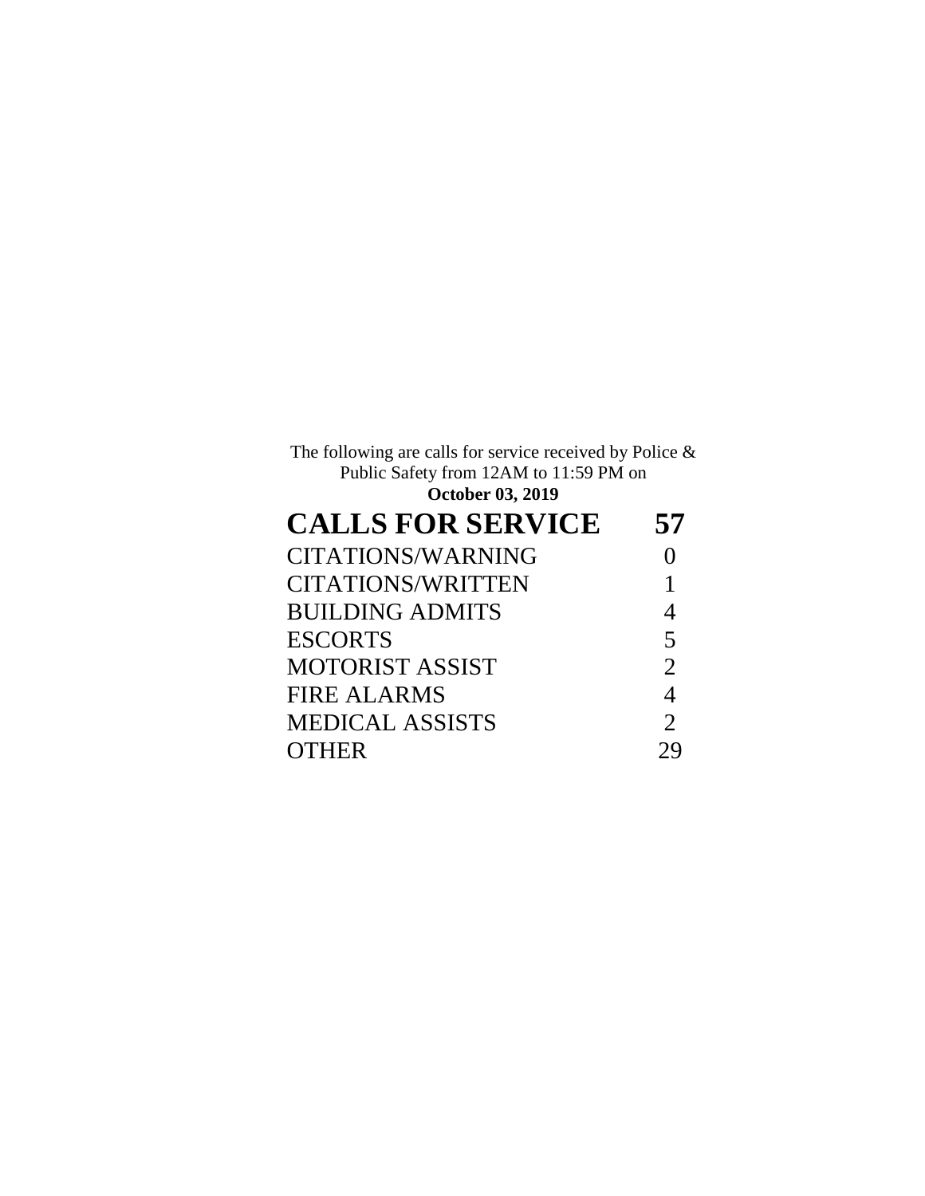The following are calls for service received by Police & Public Safety from 12AM to 11:59 PM on

**October 03, 2019**

| | |
|---|---|
| **CALLS FOR SERVICE** | **57** |
| CITATIONS/WARNING | 0 |
| CITATIONS/WRITTEN | 1 |
| BUILDING ADMITS | 4 |
| ESCORTS | 5 |
| MOTORIST ASSIST | 2 |
| FIRE ALARMS | 4 |
| MEDICAL ASSISTS | 2 |
| OTHER | 29 |